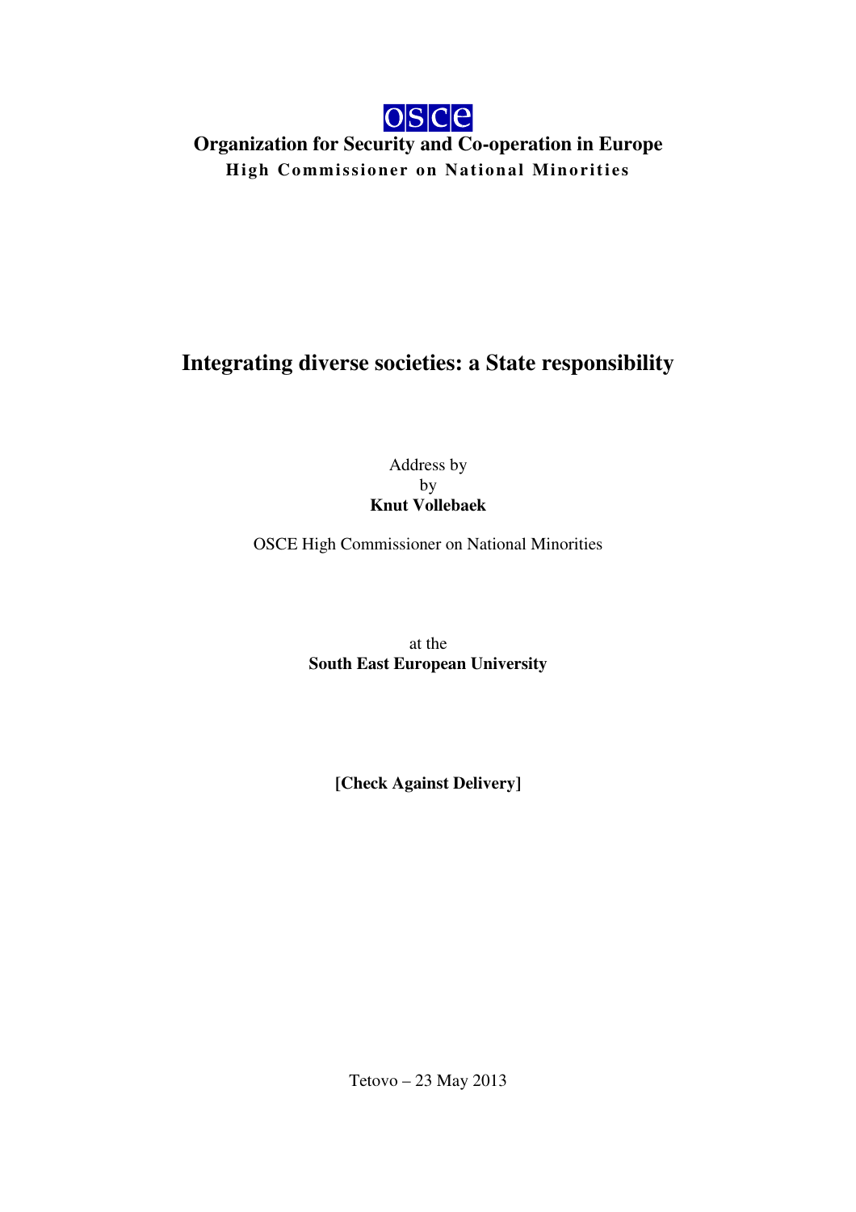osce

**Organization for Security and Co-operation in Europe**

**High Commissioner on National Minorities**

# Integrating diverse societies: a State responsibility

Address by

by

**Knut Vollebaek**

OSCE High Commissioner on National Minorities

at the

**South East European University**

**[Check Against Delivery]**

Tetovo – 23 May 2013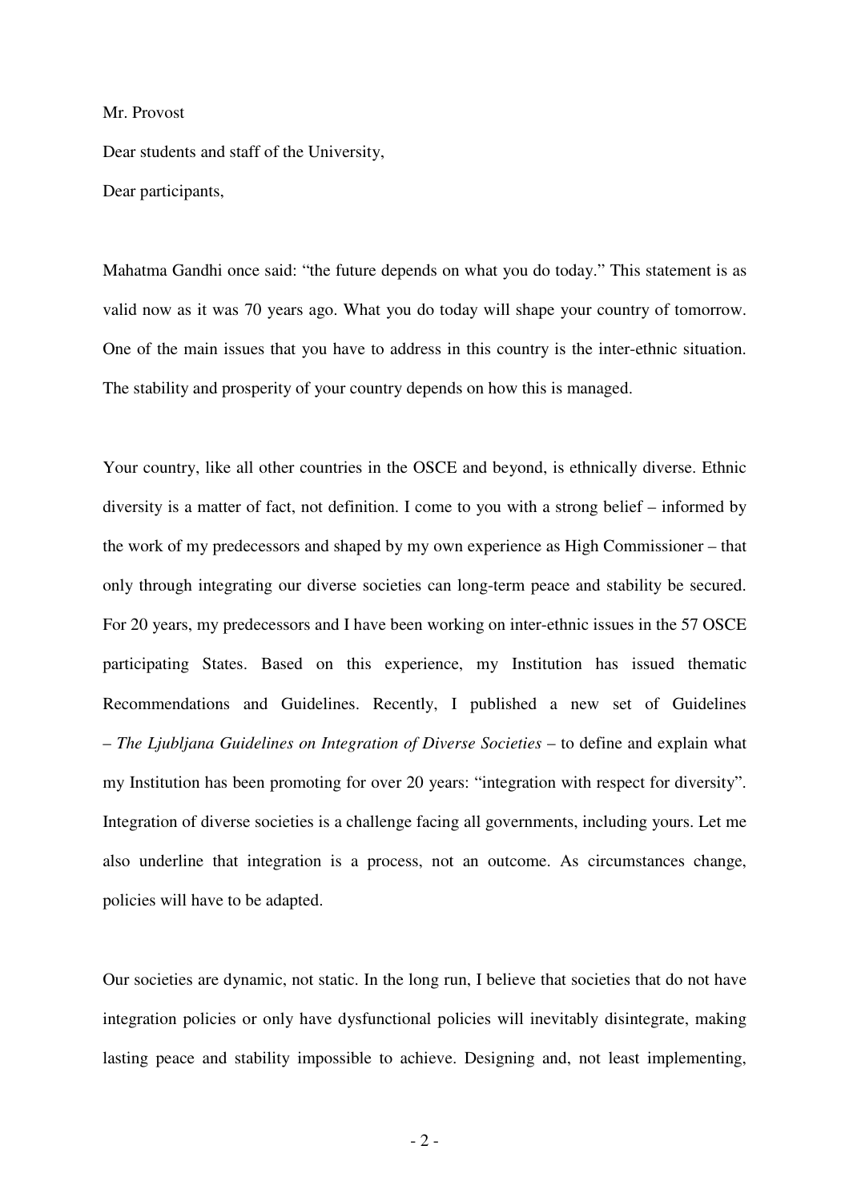Mr. Provost

Dear students and staff of the University,

Dear participants,

Mahatma Gandhi once said: "the future depends on what you do today." This statement is as valid now as it was 70 years ago. What you do today will shape your country of tomorrow. One of the main issues that you have to address in this country is the inter-ethnic situation. The stability and prosperity of your country depends on how this is managed.

Your country, like all other countries in the OSCE and beyond, is ethnically diverse. Ethnic diversity is a matter of fact, not definition. I come to you with a strong belief – informed by the work of my predecessors and shaped by my own experience as High Commissioner – that only through integrating our diverse societies can long-term peace and stability be secured. For 20 years, my predecessors and I have been working on inter-ethnic issues in the 57 OSCE participating States. Based on this experience, my Institution has issued thematic Recommendations and Guidelines. Recently, I published a new set of Guidelines – *The Ljubljana Guidelines on Integration of Diverse Societies* – to define and explain what my Institution has been promoting for over 20 years: "integration with respect for diversity". Integration of diverse societies is a challenge facing all governments, including yours. Let me also underline that integration is a process, not an outcome. As circumstances change, policies will have to be adapted.

Our societies are dynamic, not static. In the long run, I believe that societies that do not have integration policies or only have dysfunctional policies will inevitably disintegrate, making lasting peace and stability impossible to achieve. Designing and, not least implementing,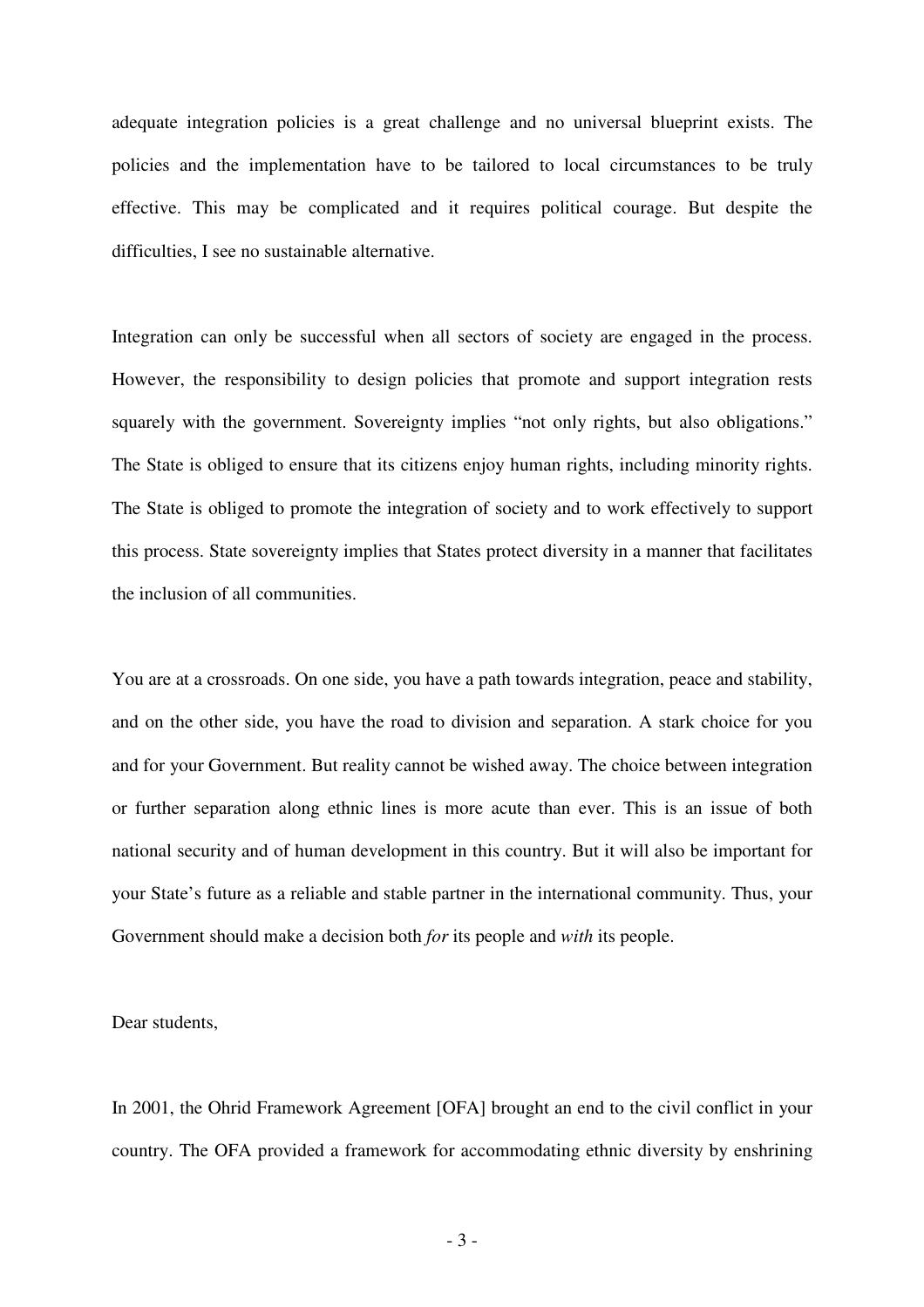adequate integration policies is a great challenge and no universal blueprint exists. The policies and the implementation have to be tailored to local circumstances to be truly effective. This may be complicated and it requires political courage. But despite the difficulties, I see no sustainable alternative.

Integration can only be successful when all sectors of society are engaged in the process. However, the responsibility to design policies that promote and support integration rests squarely with the government. Sovereignty implies "not only rights, but also obligations." The State is obliged to ensure that its citizens enjoy human rights, including minority rights. The State is obliged to promote the integration of society and to work effectively to support this process. State sovereignty implies that States protect diversity in a manner that facilitates the inclusion of all communities.

You are at a crossroads. On one side, you have a path towards integration, peace and stability, and on the other side, you have the road to division and separation. A stark choice for you and for your Government. But reality cannot be wished away. The choice between integration or further separation along ethnic lines is more acute than ever. This is an issue of both national security and of human development in this country. But it will also be important for your State's future as a reliable and stable partner in the international community. Thus, your Government should make a decision both *for* its people and *with* its people.

Dear students,

In 2001, the Ohrid Framework Agreement [OFA] brought an end to the civil conflict in your country. The OFA provided a framework for accommodating ethnic diversity by enshrining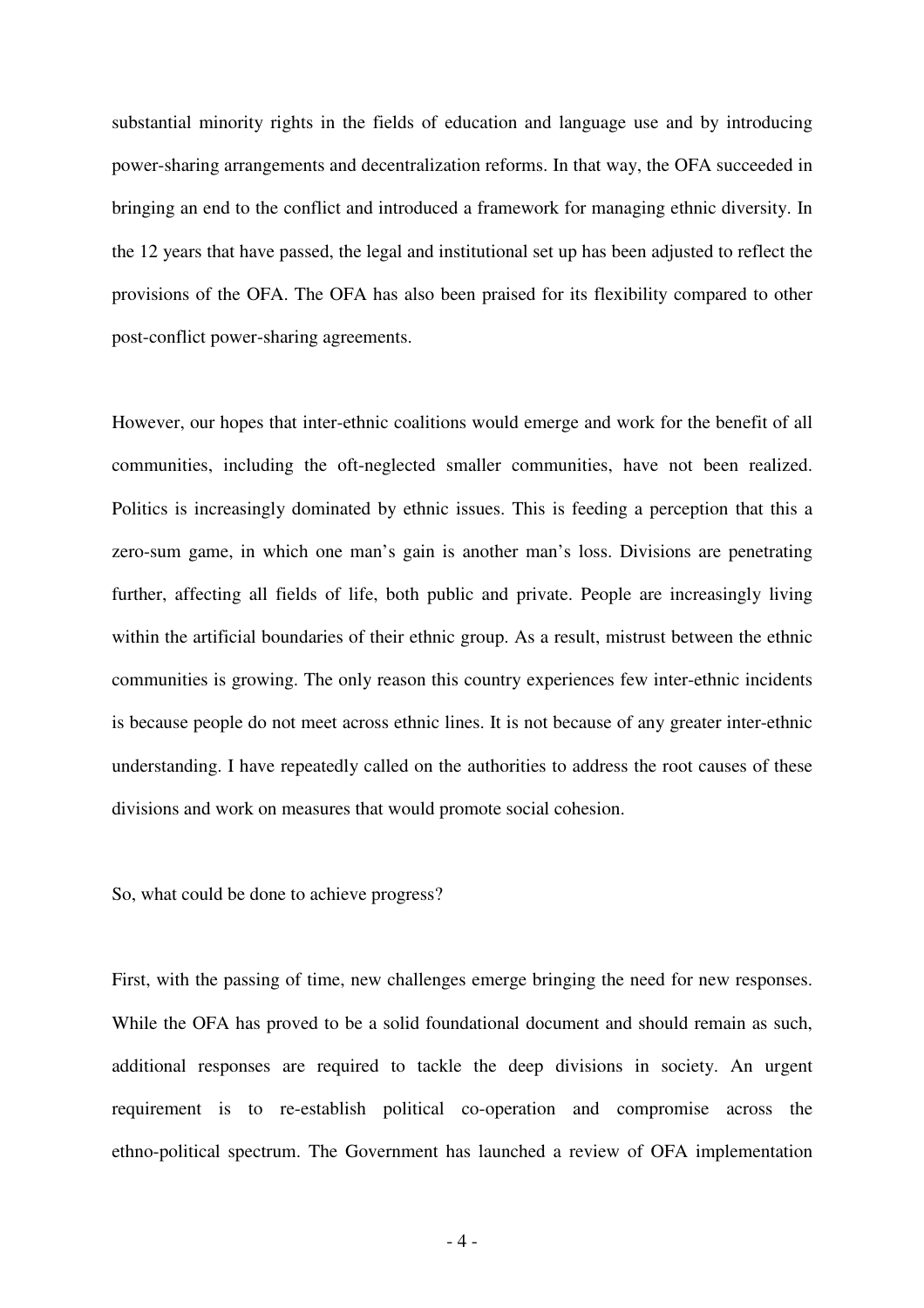substantial minority rights in the fields of education and language use and by introducing power-sharing arrangements and decentralization reforms. In that way, the OFA succeeded in bringing an end to the conflict and introduced a framework for managing ethnic diversity. In the 12 years that have passed, the legal and institutional set up has been adjusted to reflect the provisions of the OFA. The OFA has also been praised for its flexibility compared to other post-conflict power-sharing agreements.

However, our hopes that inter-ethnic coalitions would emerge and work for the benefit of all communities, including the oft-neglected smaller communities, have not been realized. Politics is increasingly dominated by ethnic issues. This is feeding a perception that this a zero-sum game, in which one man's gain is another man's loss. Divisions are penetrating further, affecting all fields of life, both public and private. People are increasingly living within the artificial boundaries of their ethnic group. As a result, mistrust between the ethnic communities is growing. The only reason this country experiences few inter-ethnic incidents is because people do not meet across ethnic lines. It is not because of any greater inter-ethnic understanding. I have repeatedly called on the authorities to address the root causes of these divisions and work on measures that would promote social cohesion.

So, what could be done to achieve progress?

First, with the passing of time, new challenges emerge bringing the need for new responses. While the OFA has proved to be a solid foundational document and should remain as such, additional responses are required to tackle the deep divisions in society. An urgent requirement is to re-establish political co-operation and compromise across the ethno-political spectrum. The Government has launched a review of OFA implementation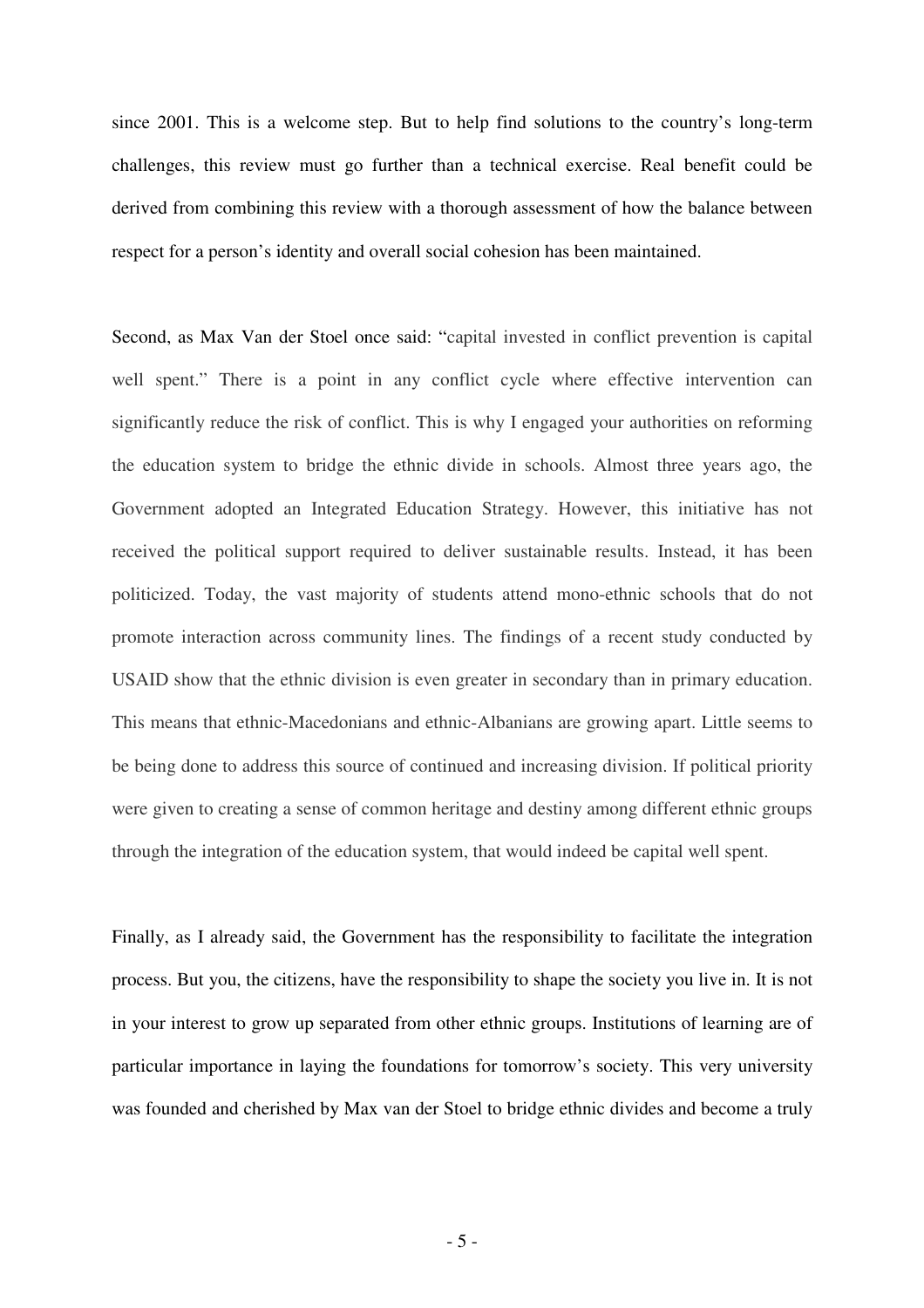since 2001. This is a welcome step. But to help find solutions to the country's long-term challenges, this review must go further than a technical exercise. Real benefit could be derived from combining this review with a thorough assessment of how the balance between respect for a person's identity and overall social cohesion has been maintained.

Second, as Max Van der Stoel once said: "capital invested in conflict prevention is capital well spent." There is a point in any conflict cycle where effective intervention can significantly reduce the risk of conflict. This is why I engaged your authorities on reforming the education system to bridge the ethnic divide in schools. Almost three years ago, the Government adopted an Integrated Education Strategy. However, this initiative has not received the political support required to deliver sustainable results. Instead, it has been politicized. Today, the vast majority of students attend mono-ethnic schools that do not promote interaction across community lines. The findings of a recent study conducted by USAID show that the ethnic division is even greater in secondary than in primary education. This means that ethnic-Macedonians and ethnic-Albanians are growing apart. Little seems to be being done to address this source of continued and increasing division. If political priority were given to creating a sense of common heritage and destiny among different ethnic groups through the integration of the education system, that would indeed be capital well spent.

Finally, as I already said, the Government has the responsibility to facilitate the integration process. But you, the citizens, have the responsibility to shape the society you live in. It is not in your interest to grow up separated from other ethnic groups. Institutions of learning are of particular importance in laying the foundations for tomorrow's society. This very university was founded and cherished by Max van der Stoel to bridge ethnic divides and become a truly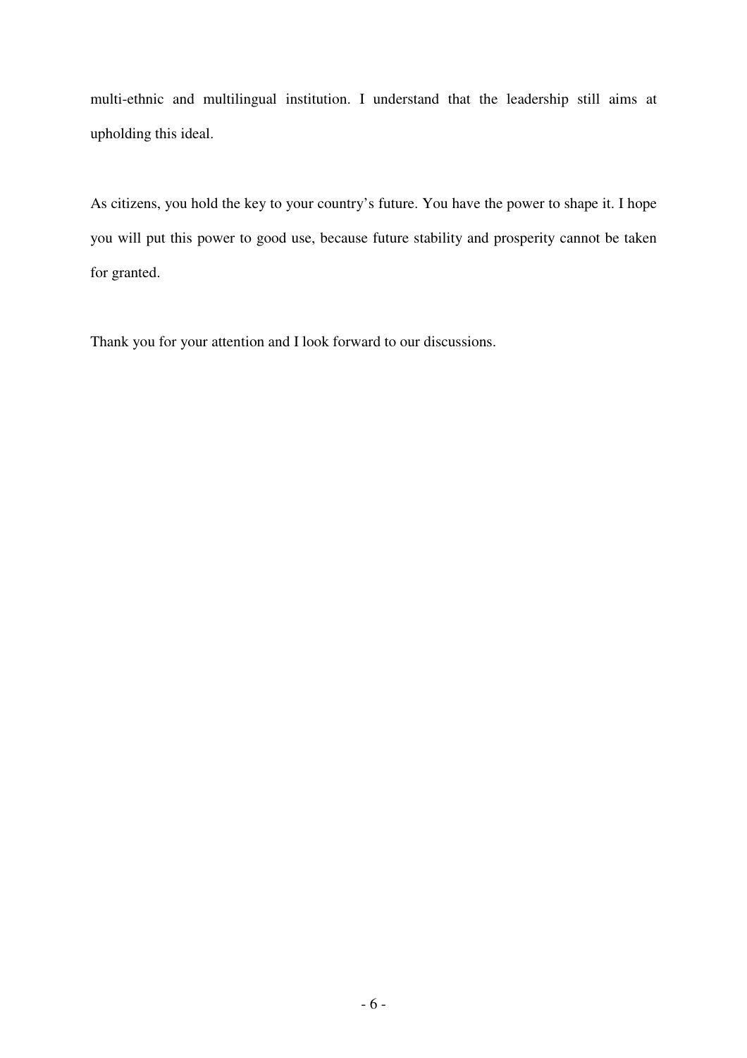multi-ethnic and multilingual institution. I understand that the leadership still aims at upholding this ideal.

As citizens, you hold the key to your country's future. You have the power to shape it. I hope you will put this power to good use, because future stability and prosperity cannot be taken for granted.

Thank you for your attention and I look forward to our discussions.